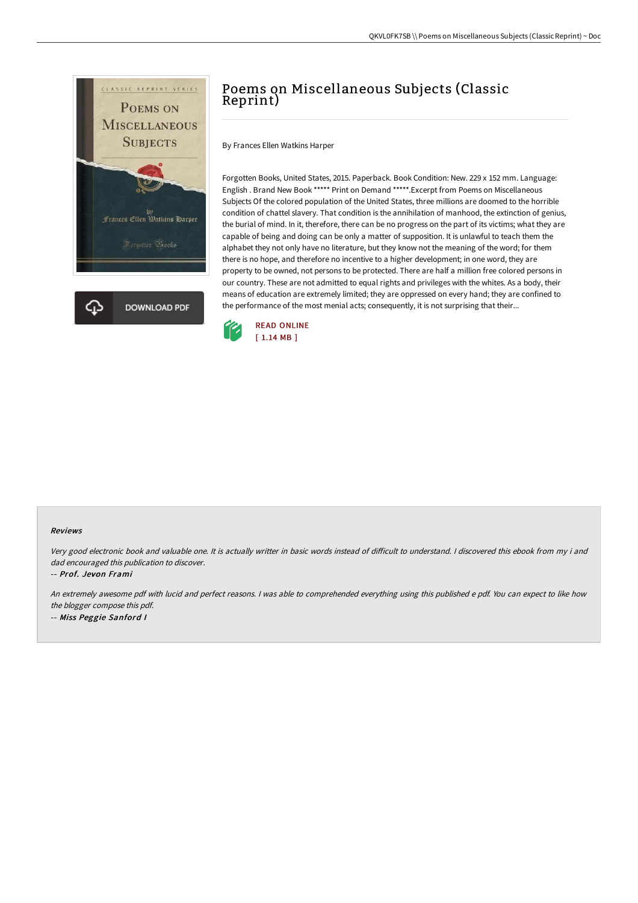# Poems on Miscellaneous Subjects (Classic Reprint)

By Frances Ellen Watkins Harper

Forgotten Books, United States, 2015. Paperback. Book Condition: New. 229 x 152 mm. Language: English . Brand New Book ***** Print on Demand *****.Excerpt from Poems on Miscellaneous Subjects Of the colored population of the United States, three millions are doomed to the horrible condition of chattel slavery. That condition is the annihilation of manhood, the extinction of genius, the burial of mind. In it, therefore, there can be no progress on the part of its victims; what they are capable of being and doing can be only a matter of supposition. It is unlawful to teach them the alphabet they not only have no literature, but they know not the meaning of the word; for them there is no hope, and therefore no incentive to a higher development; in one word, they are property to be owned, not persons to be protected. There are half a million free colored persons in our country. These are not admitted to equal rights and privileges with the whites. As a body, their means of education are extremely limited; they are oppressed on every hand; they are confined to the performance of the most menial acts; consequently, it is not surprising that their...

DOWNLOAD PDF

READ ONLINE
[ 1.14 MB ]

### Reviews

*Very good electronic book and valuable one. It is actually writter in basic words instead of difficult to understand. I discovered this ebook from my i and dad encouraged this publication to discover.*

-- ***Prof. Jevon Frami***

*An extremely awesome pdf with lucid and perfect reasons. I was able to comprehended everything using this published e pdf. You can expect to like how the blogger compose this pdf.*

-- ***Miss Peggie Sanford I***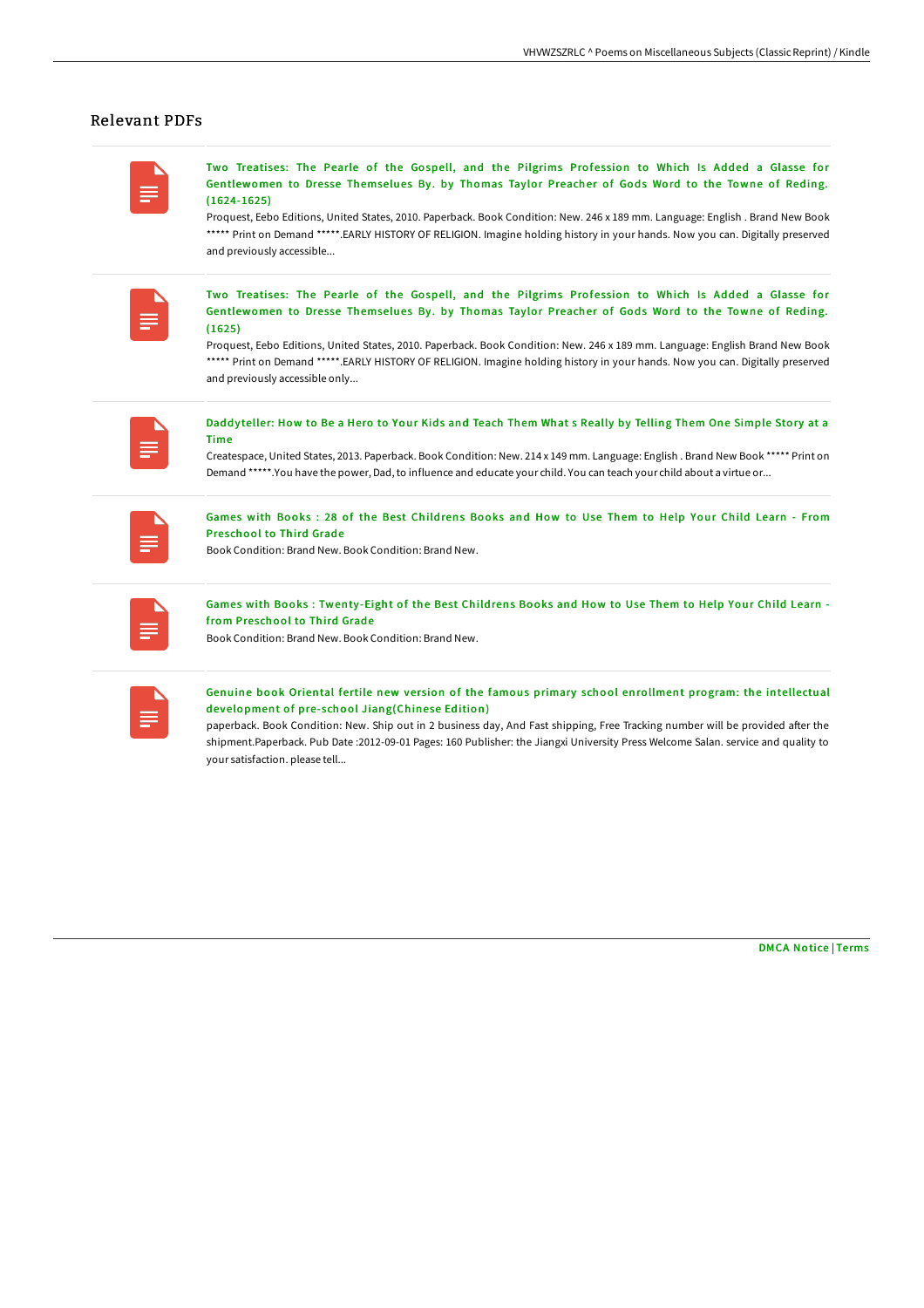## Relevant PDFs

**Two Treatises: The Pearle of the Gospell, and the Pilgrims Profession to Which Is Added a Glasse for Gentlewomen to Dresse Themselues By. by Thomas Taylor Preacher of Gods Word to the Towne of Reding. (1624-1625)**

Proquest, Eebo Editions, United States, 2010. Paperback. Book Condition: New. 246 x 189 mm. Language: English . Brand New Book ***** Print on Demand *****.EARLY HISTORY OF RELIGION. Imagine holding history in your hands. Now you can. Digitally preserved and previously accessible...

**Two Treatises: The Pearle of the Gospell, and the Pilgrims Profession to Which Is Added a Glasse for Gentlewomen to Dresse Themselues By. by Thomas Taylor Preacher of Gods Word to the Towne of Reding. (1625)**

Proquest, Eebo Editions, United States, 2010. Paperback. Book Condition: New. 246 x 189 mm. Language: English Brand New Book ***** Print on Demand *****.EARLY HISTORY OF RELIGION. Imagine holding history in your hands. Now you can. Digitally preserved and previously accessible only...

**Daddyteller: How to Be a Hero to Your Kids and Teach Them What s Really by Telling Them One Simple Story at a Time**

Createspace, United States, 2013. Paperback. Book Condition: New. 214 x 149 mm. Language: English . Brand New Book ***** Print on Demand *****.You have the power, Dad, to influence and educate your child. You can teach your child about a virtue or...

**Games with Books : 28 of the Best Childrens Books and How to Use Them to Help Your Child Learn - From Preschool to Third Grade**

Book Condition: Brand New. Book Condition: Brand New.

**Games with Books : Twenty-Eight of the Best Childrens Books and How to Use Them to Help Your Child Learn - from Preschool to Third Grade**

Book Condition: Brand New. Book Condition: Brand New.

**Genuine book Oriental fertile new version of the famous primary school enrollment program: the intellectual development of pre-school Jiang(Chinese Edition)**

paperback. Book Condition: New. Ship out in 2 business day, And Fast shipping, Free Tracking number will be provided after the shipment.Paperback. Pub Date :2012-09-01 Pages: 160 Publisher: the Jiangxi University Press Welcome Salan. service and quality to your satisfaction. please tell...